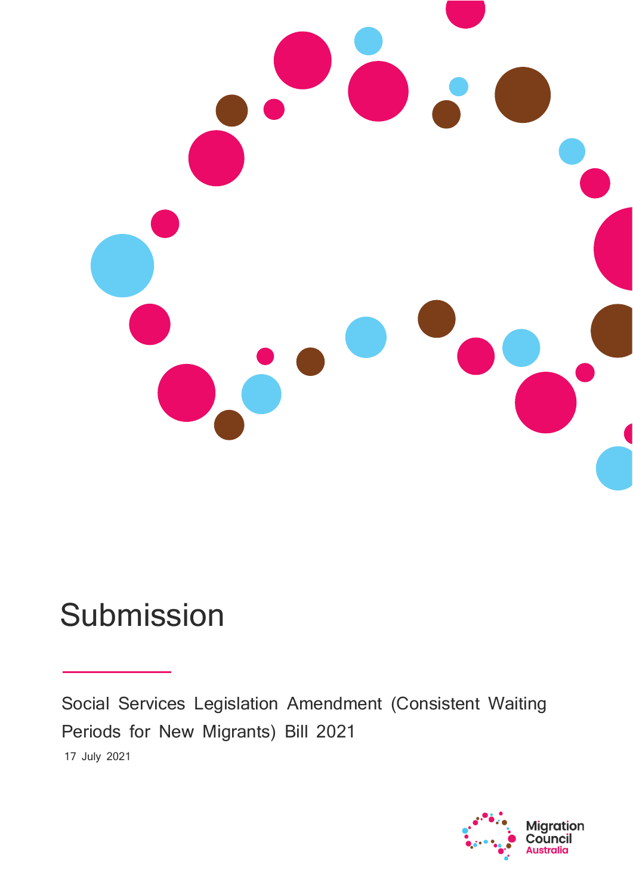# Submission

Social Services Legislation Amendment (Consistent Waiting Periods for New Migrants) Bill 2021

17 July 2021

Migration Council Australia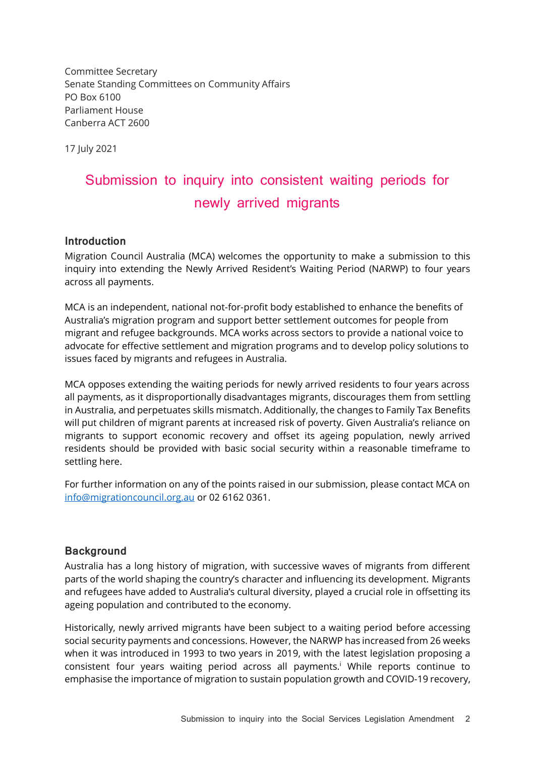Committee Secretary
Senate Standing Committees on Community Affairs
PO Box 6100
Parliament House
Canberra ACT 2600

17 July 2021

# Submission to inquiry into consistent waiting periods for newly arrived migrants

## Introduction

Migration Council Australia (MCA) welcomes the opportunity to make a submission to this inquiry into extending the Newly Arrived Resident's Waiting Period (NARWP) to four years across all payments.

MCA is an independent, national not-for-profit body established to enhance the benefits of Australia's migration program and support better settlement outcomes for people from migrant and refugee backgrounds. MCA works across sectors to provide a national voice to advocate for effective settlement and migration programs and to develop policy solutions to issues faced by migrants and refugees in Australia.

MCA opposes extending the waiting periods for newly arrived residents to four years across all payments, as it disproportionally disadvantages migrants, discourages them from settling in Australia, and perpetuates skills mismatch. Additionally, the changes to Family Tax Benefits will put children of migrant parents at increased risk of poverty. Given Australia's reliance on migrants to support economic recovery and offset its ageing population, newly arrived residents should be provided with basic social security within a reasonable timeframe to settling here.

For further information on any of the points raised in our submission, please contact MCA on info@migrationcouncil.org.au or 02 6162 0361.

## Background

Australia has a long history of migration, with successive waves of migrants from different parts of the world shaping the country's character and influencing its development. Migrants and refugees have added to Australia's cultural diversity, played a crucial role in offsetting its ageing population and contributed to the economy.

Historically, newly arrived migrants have been subject to a waiting period before accessing social security payments and concessions. However, the NARWP has increased from 26 weeks when it was introduced in 1993 to two years in 2019, with the latest legislation proposing a consistent four years waiting period across all payments.[i] While reports continue to emphasise the importance of migration to sustain population growth and COVID-19 recovery,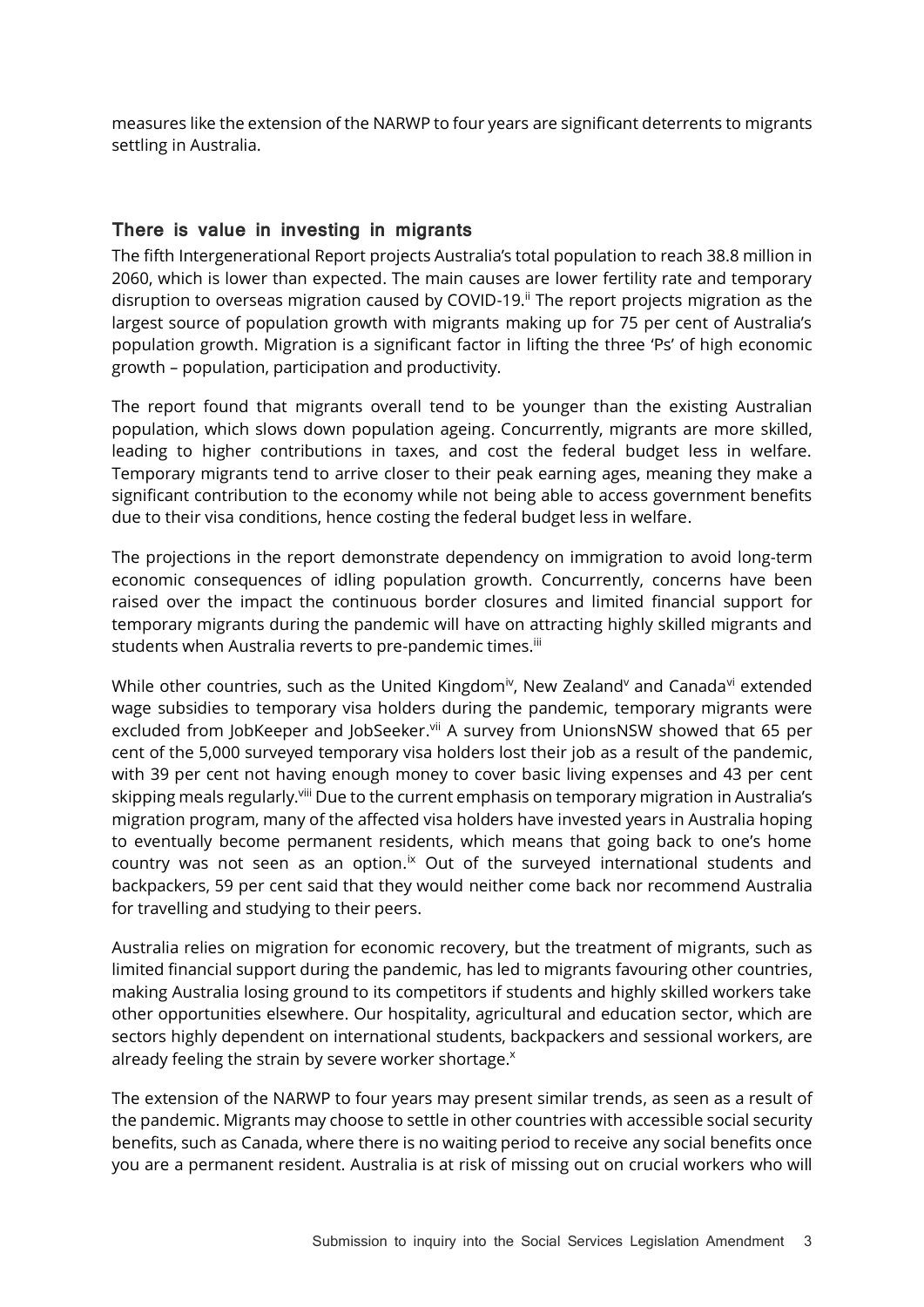measures like the extension of the NARWP to four years are significant deterrents to migrants settling in Australia.

## There is value in investing in migrants

The fifth Intergenerational Report projects Australia's total population to reach 38.8 million in 2060, which is lower than expected. The main causes are lower fertility rate and temporary disruption to overseas migration caused by COVID-19.[ii] The report projects migration as the largest source of population growth with migrants making up for 75 per cent of Australia's population growth. Migration is a significant factor in lifting the three 'Ps' of high economic growth – population, participation and productivity.

The report found that migrants overall tend to be younger than the existing Australian population, which slows down population ageing. Concurrently, migrants are more skilled, leading to higher contributions in taxes, and cost the federal budget less in welfare. Temporary migrants tend to arrive closer to their peak earning ages, meaning they make a significant contribution to the economy while not being able to access government benefits due to their visa conditions, hence costing the federal budget less in welfare.

The projections in the report demonstrate dependency on immigration to avoid long-term economic consequences of idling population growth. Concurrently, concerns have been raised over the impact the continuous border closures and limited financial support for temporary migrants during the pandemic will have on attracting highly skilled migrants and students when Australia reverts to pre-pandemic times.[iii]

While other countries, such as the United Kingdom[iv], New Zealand[v] and Canada[vi] extended wage subsidies to temporary visa holders during the pandemic, temporary migrants were excluded from JobKeeper and JobSeeker.[vii] A survey from UnionsNSW showed that 65 per cent of the 5,000 surveyed temporary visa holders lost their job as a result of the pandemic, with 39 per cent not having enough money to cover basic living expenses and 43 per cent skipping meals regularly.[viii] Due to the current emphasis on temporary migration in Australia's migration program, many of the affected visa holders have invested years in Australia hoping to eventually become permanent residents, which means that going back to one's home country was not seen as an option.[ix] Out of the surveyed international students and backpackers, 59 per cent said that they would neither come back nor recommend Australia for travelling and studying to their peers.

Australia relies on migration for economic recovery, but the treatment of migrants, such as limited financial support during the pandemic, has led to migrants favouring other countries, making Australia losing ground to its competitors if students and highly skilled workers take other opportunities elsewhere. Our hospitality, agricultural and education sector, which are sectors highly dependent on international students, backpackers and sessional workers, are already feeling the strain by severe worker shortage.[x]

The extension of the NARWP to four years may present similar trends, as seen as a result of the pandemic. Migrants may choose to settle in other countries with accessible social security benefits, such as Canada, where there is no waiting period to receive any social benefits once you are a permanent resident. Australia is at risk of missing out on crucial workers who will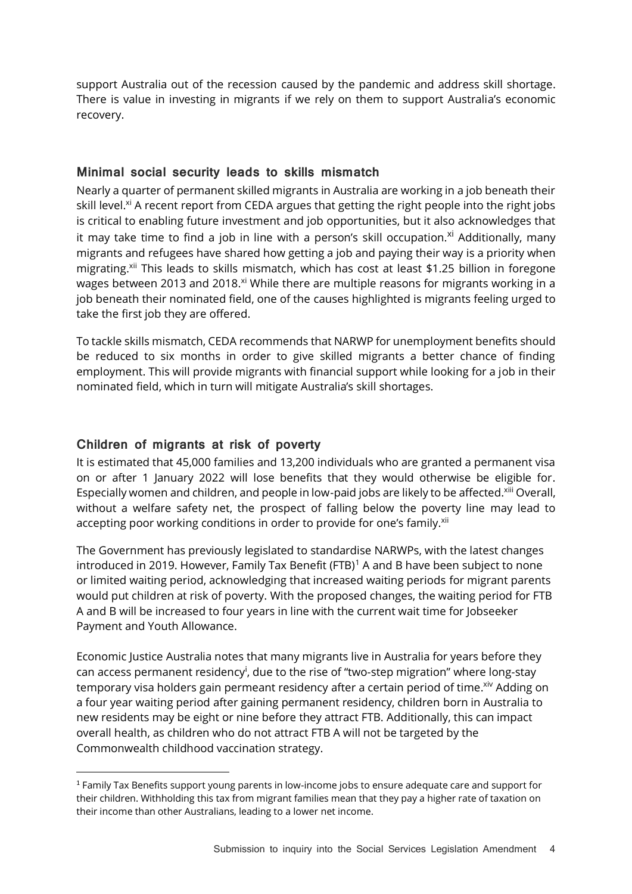support Australia out of the recession caused by the pandemic and address skill shortage. There is value in investing in migrants if we rely on them to support Australia's economic recovery.

## Minimal social security leads to skills mismatch

Nearly a quarter of permanent skilled migrants in Australia are working in a job beneath their skill level.[xi] A recent report from CEDA argues that getting the right people into the right jobs is critical to enabling future investment and job opportunities, but it also acknowledges that it may take time to find a job in line with a person's skill occupation.[xi] Additionally, many migrants and refugees have shared how getting a job and paying their way is a priority when migrating.[xii] This leads to skills mismatch, which has cost at least $1.25 billion in foregone wages between 2013 and 2018.[xi] While there are multiple reasons for migrants working in a job beneath their nominated field, one of the causes highlighted is migrants feeling urged to take the first job they are offered.

To tackle skills mismatch, CEDA recommends that NARWP for unemployment benefits should be reduced to six months in order to give skilled migrants a better chance of finding employment. This will provide migrants with financial support while looking for a job in their nominated field, which in turn will mitigate Australia's skill shortages.

## Children of migrants at risk of poverty

It is estimated that 45,000 families and 13,200 individuals who are granted a permanent visa on or after 1 January 2022 will lose benefits that they would otherwise be eligible for. Especially women and children, and people in low-paid jobs are likely to be affected.[xiii] Overall, without a welfare safety net, the prospect of falling below the poverty line may lead to accepting poor working conditions in order to provide for one's family.[xii]

The Government has previously legislated to standardise NARWPs, with the latest changes introduced in 2019. However, Family Tax Benefit (FTB)[1] A and B have been subject to none or limited waiting period, acknowledging that increased waiting periods for migrant parents would put children at risk of poverty. With the proposed changes, the waiting period for FTB A and B will be increased to four years in line with the current wait time for Jobseeker Payment and Youth Allowance.

Economic Justice Australia notes that many migrants live in Australia for years before they can access permanent residency[i], due to the rise of "two-step migration" where long-stay temporary visa holders gain permeant residency after a certain period of time.[xiv] Adding on a four year waiting period after gaining permanent residency, children born in Australia to new residents may be eight or nine before they attract FTB. Additionally, this can impact overall health, as children who do not attract FTB A will not be targeted by the Commonwealth childhood vaccination strategy.

---

[1] Family Tax Benefits support young parents in low-income jobs to ensure adequate care and support for their children. Withholding this tax from migrant families mean that they pay a higher rate of taxation on their income than other Australians, leading to a lower net income.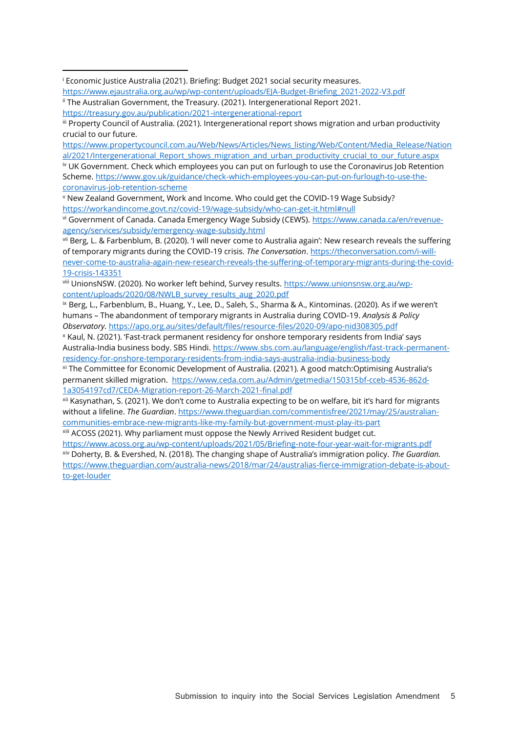[i] Economic Justice Australia (2021). Briefing: Budget 2021 social security measures. https://www.ejaustralia.org.au/wp/wp-content/uploads/EJA-Budget-Briefing_2021-2022-V3.pdf

[ii] The Australian Government, the Treasury. (2021). Intergenerational Report 2021. https://treasury.gov.au/publication/2021-intergenerational-report

[iii] Property Council of Australia. (2021). Intergenerational report shows migration and urban productivity crucial to our future. https://www.propertycouncil.com.au/Web/News/Articles/News_listing/Web/Content/Media_Release/National/2021/Intergenerational_Report_shows_migration_and_urban_productivity_crucial_to_our_future.aspx

[iv] UK Government. Check which employees you can put on furlough to use the Coronavirus Job Retention Scheme. https://www.gov.uk/guidance/check-which-employees-you-can-put-on-furlough-to-use-the-coronavirus-job-retention-scheme

[v] New Zealand Government, Work and Income. Who could get the COVID-19 Wage Subsidy? https://workandincome.govt.nz/covid-19/wage-subsidy/who-can-get-it.html#null

[vi] Government of Canada. Canada Emergency Wage Subsidy (CEWS). https://www.canada.ca/en/revenue-agency/services/subsidy/emergency-wage-subsidy.html

[vii] Berg, L. & Farbenblum, B. (2020). 'I will never come to Australia again': New research reveals the suffering of temporary migrants during the COVID-19 crisis. *The Conversation*. https://theconversation.com/i-will-never-come-to-australia-again-new-research-reveals-the-suffering-of-temporary-migrants-during-the-covid-19-crisis-143351

[viii] UnionsNSW. (2020). No worker left behind, Survey results. https://www.unionsnsw.org.au/wp-content/uploads/2020/08/NWLB_survey_results_aug_2020.pdf

[ix] Berg, L., Farbenblum, B., Huang, Y., Lee, D., Saleh, S., Sharma & A., Kintominas. (2020). As if we weren't humans – The abandonment of temporary migrants in Australia during COVID-19. *Analysis & Policy Observatory.* https://apo.org.au/sites/default/files/resource-files/2020-09/apo-nid308305.pdf

[x] Kaul, N. (2021). 'Fast-track permanent residency for onshore temporary residents from India' says Australia-India business body. SBS Hindi. https://www.sbs.com.au/language/english/fast-track-permanent-residency-for-onshore-temporary-residents-from-india-says-australia-india-business-body

[xi] The Committee for Economic Development of Australia. (2021). A good match:Optimising Australia's permanent skilled migration. https://www.ceda.com.au/Admin/getmedia/150315bf-cceb-4536-862d-1a3054197cd7/CEDA-Migration-report-26-March-2021-final.pdf

[xii] Kasynathan, S. (2021). We don't come to Australia expecting to be on welfare, bit it's hard for migrants without a lifeline. *The Guardian*. https://www.theguardian.com/commentisfree/2021/may/25/australian-communities-embrace-new-migrants-like-my-family-but-government-must-play-its-part

[xiii] ACOSS (2021). Why parliament must oppose the Newly Arrived Resident budget cut. https://www.acoss.org.au/wp-content/uploads/2021/05/Briefing-note-four-year-wait-for-migrants.pdf

[xiv] Doherty, B. & Evershed, N. (2018). The changing shape of Australia's immigration policy. *The Guardian.* https://www.theguardian.com/australia-news/2018/mar/24/australias-fierce-immigration-debate-is-about-to-get-louder